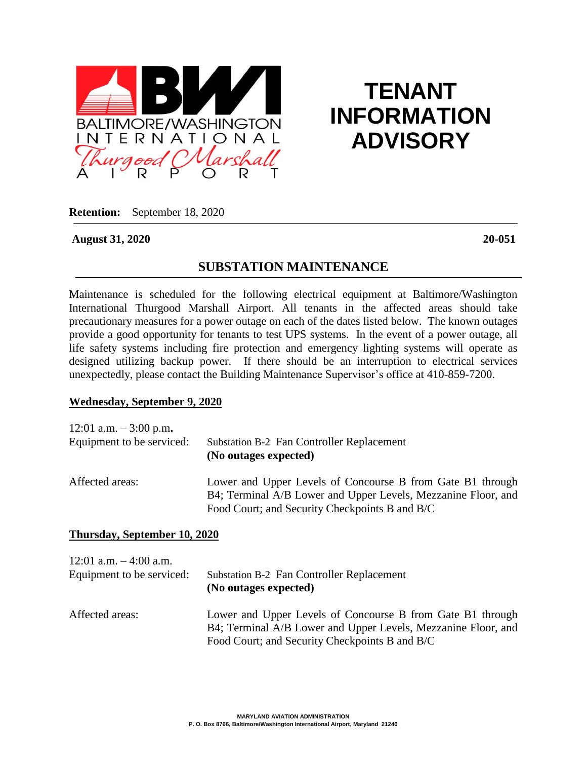# TENANT INFORMATION ADVISORY

**Retention:** September 18, 2020

**August 31, 2020** **20-051**

## SUBSTATION MAINTENANCE

Maintenance is scheduled for the following electrical equipment at Baltimore/Washington International Thurgood Marshall Airport. All tenants in the affected areas should take precautionary measures for a power outage on each of the dates listed below. The known outages provide a good opportunity for tenants to test UPS systems. In the event of a power outage, all life safety systems including fire protection and emergency lighting systems will operate as designed utilizing backup power. If there should be an interruption to electrical services unexpectedly, please contact the Building Maintenance Supervisor's office at 410-859-7200.

**Wednesday, September 9, 2020**

12:01 a.m. – 3:00 p.m**.**

Equipment to be serviced: Substation B-2 Fan Controller Replacement
**(No outages expected)**

Affected areas: Lower and Upper Levels of Concourse B from Gate B1 through B4; Terminal A/B Lower and Upper Levels, Mezzanine Floor, and Food Court; and Security Checkpoints B and B/C

**Thursday, September 10, 2020**

12:01 a.m. – 4:00 a.m.

Equipment to be serviced: Substation B-2 Fan Controller Replacement
**(No outages expected)**

Affected areas: Lower and Upper Levels of Concourse B from Gate B1 through B4; Terminal A/B Lower and Upper Levels, Mezzanine Floor, and Food Court; and Security Checkpoints B and B/C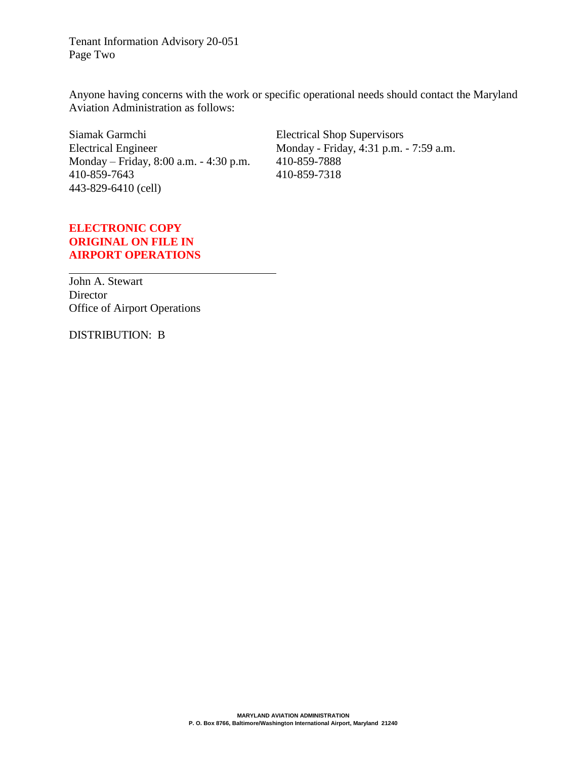Anyone having concerns with the work or specific operational needs should contact the Maryland Aviation Administration as follows:

Siamak Garmchi
Electrical Engineer
Monday – Friday, 8:00 a.m. - 4:30 p.m.
410-859-7643
443-829-6410 (cell)

Electrical Shop Supervisors
Monday - Friday, 4:31 p.m. - 7:59 a.m.
410-859-7888
410-859-7318

**ELECTRONIC COPY**
**ORIGINAL ON FILE IN**
**AIRPORT OPERATIONS**

John A. Stewart
Director
Office of Airport Operations

DISTRIBUTION: B

**MARYLAND AVIATION ADMINISTRATION**
**P. O. Box 8766, Baltimore/Washington International Airport, Maryland 21240**